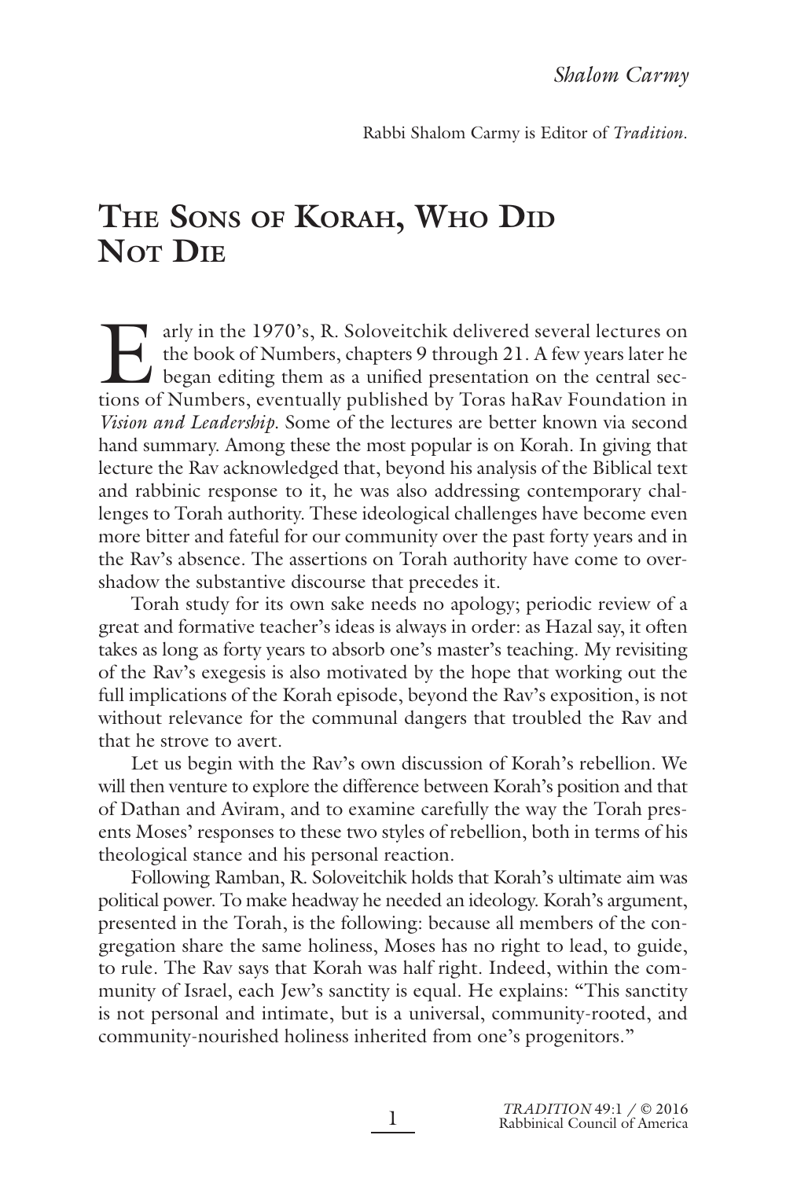*Shalom Carmy*

Rabbi Shalom Carmy is Editor of *Tradition*.

# The Sons of Korah, Who Did Not Die

Early in the 1970's, R. Soloveitchik delivered several lectures on the book of Numbers, chapters 9 through 21. A few years later he began editing them as a unified presentation on the central sections of Numbers, eventually published by Toras haRav Foundation in *Vision and Leadership*. Some of the lectures are better known via second hand summary. Among these the most popular is on Korah. In giving that lecture the Rav acknowledged that, beyond his analysis of the Biblical text and rabbinic response to it, he was also addressing contemporary challenges to Torah authority. These ideological challenges have become even more bitter and fateful for our community over the past forty years and in the Rav's absence. The assertions on Torah authority have come to overshadow the substantive discourse that precedes it.

Torah study for its own sake needs no apology; periodic review of a great and formative teacher's ideas is always in order: as Hazal say, it often takes as long as forty years to absorb one's master's teaching. My revisiting of the Rav's exegesis is also motivated by the hope that working out the full implications of the Korah episode, beyond the Rav's exposition, is not without relevance for the communal dangers that troubled the Rav and that he strove to avert.

Let us begin with the Rav's own discussion of Korah's rebellion. We will then venture to explore the difference between Korah's position and that of Dathan and Aviram, and to examine carefully the way the Torah presents Moses' responses to these two styles of rebellion, both in terms of his theological stance and his personal reaction.

Following Ramban, R. Soloveitchik holds that Korah's ultimate aim was political power. To make headway he needed an ideology. Korah's argument, presented in the Torah, is the following: because all members of the congregation share the same holiness, Moses has no right to lead, to guide, to rule. The Rav says that Korah was half right. Indeed, within the community of Israel, each Jew's sanctity is equal. He explains: "This sanctity is not personal and intimate, but is a universal, community-rooted, and community-nourished holiness inherited from one's progenitors."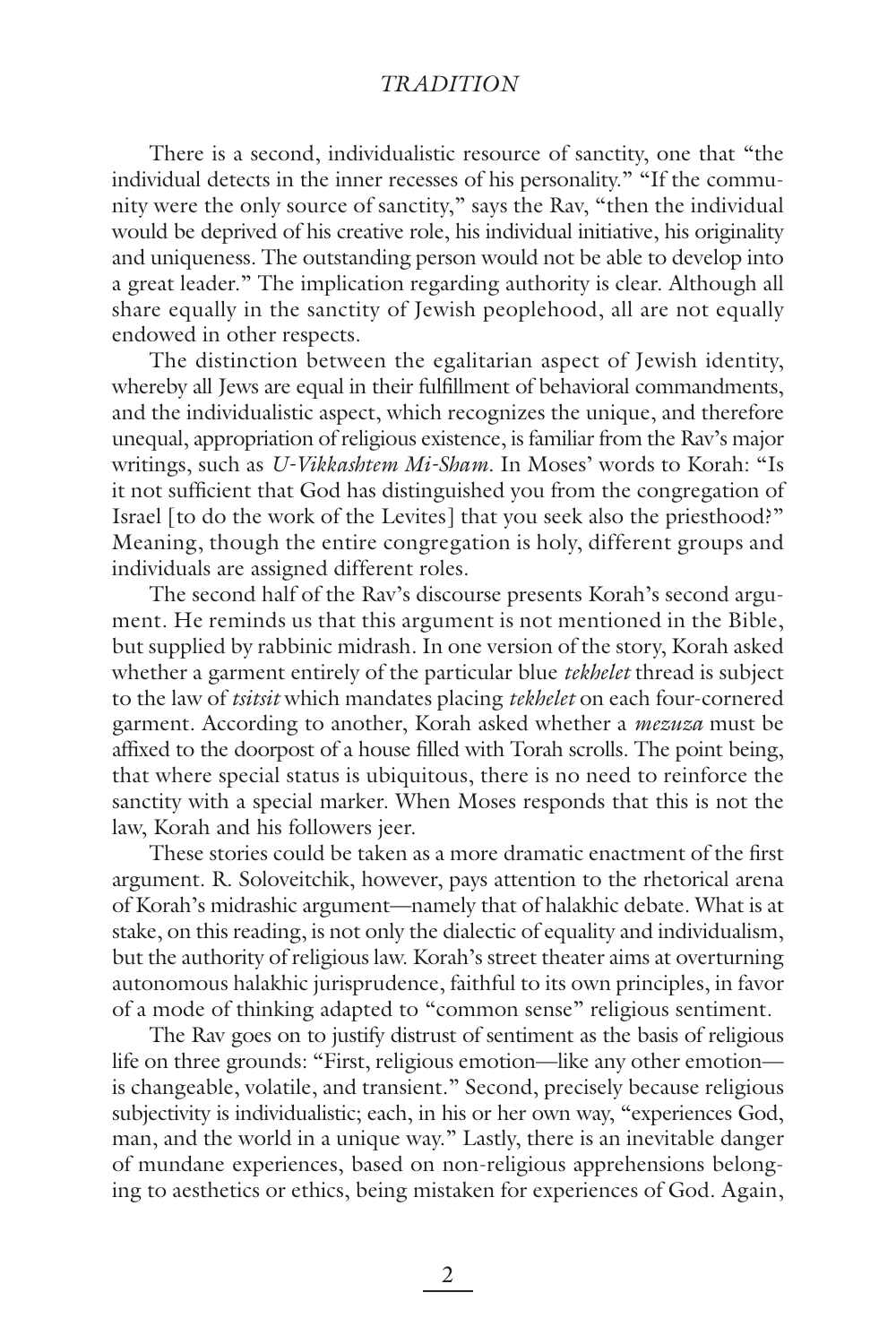There is a second, individualistic resource of sanctity, one that "the individual detects in the inner recesses of his personality." "If the community were the only source of sanctity," says the Rav, "then the individual would be deprived of his creative role, his individual initiative, his originality and uniqueness. The outstanding person would not be able to develop into a great leader." The implication regarding authority is clear. Although all share equally in the sanctity of Jewish peoplehood, all are not equally endowed in other respects.

The distinction between the egalitarian aspect of Jewish identity, whereby all Jews are equal in their fulfillment of behavioral commandments, and the individualistic aspect, which recognizes the unique, and therefore unequal, appropriation of religious existence, is familiar from the Rav's major writings, such as *U-Vikkashtem Mi-Sham*. In Moses' words to Korah: "Is it not sufficient that God has distinguished you from the congregation of Israel [to do the work of the Levites] that you seek also the priesthood?" Meaning, though the entire congregation is holy, different groups and individuals are assigned different roles.

The second half of the Rav's discourse presents Korah's second argument. He reminds us that this argument is not mentioned in the Bible, but supplied by rabbinic midrash. In one version of the story, Korah asked whether a garment entirely of the particular blue *tekhelet* thread is subject to the law of *tsitsit* which mandates placing *tekhelet* on each four-cornered garment. According to another, Korah asked whether a *mezuza* must be affixed to the doorpost of a house filled with Torah scrolls. The point being, that where special status is ubiquitous, there is no need to reinforce the sanctity with a special marker. When Moses responds that this is not the law, Korah and his followers jeer.

These stories could be taken as a more dramatic enactment of the first argument. R. Soloveitchik, however, pays attention to the rhetorical arena of Korah's midrashic argument—namely that of halakhic debate. What is at stake, on this reading, is not only the dialectic of equality and individualism, but the authority of religious law. Korah's street theater aims at overturning autonomous halakhic jurisprudence, faithful to its own principles, in favor of a mode of thinking adapted to "common sense" religious sentiment.

The Rav goes on to justify distrust of sentiment as the basis of religious life on three grounds: "First, religious emotion—like any other emotion—is changeable, volatile, and transient." Second, precisely because religious subjectivity is individualistic; each, in his or her own way, "experiences God, man, and the world in a unique way." Lastly, there is an inevitable danger of mundane experiences, based on non-religious apprehensions belonging to aesthetics or ethics, being mistaken for experiences of God. Again,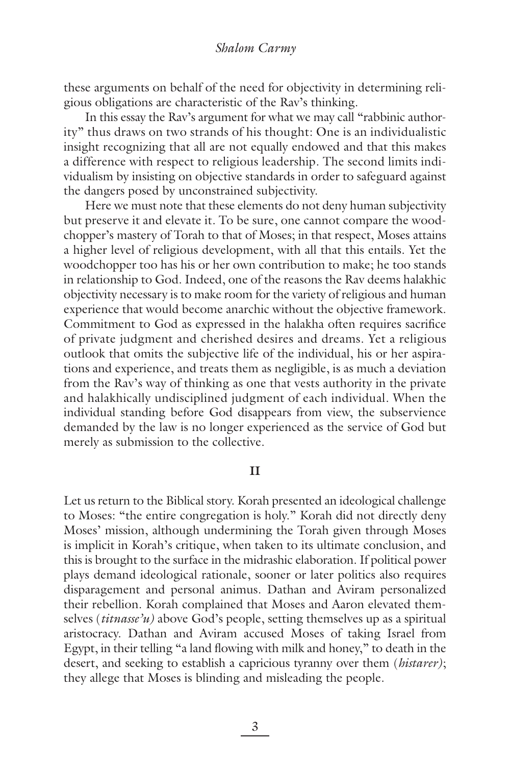these arguments on behalf of the need for objectivity in determining religious obligations are characteristic of the Rav's thinking.

In this essay the Rav's argument for what we may call "rabbinic authority" thus draws on two strands of his thought: One is an individualistic insight recognizing that all are not equally endowed and that this makes a difference with respect to religious leadership. The second limits individualism by insisting on objective standards in order to safeguard against the dangers posed by unconstrained subjectivity.

Here we must note that these elements do not deny human subjectivity but preserve it and elevate it. To be sure, one cannot compare the woodchopper's mastery of Torah to that of Moses; in that respect, Moses attains a higher level of religious development, with all that this entails. Yet the woodchopper too has his or her own contribution to make; he too stands in relationship to God. Indeed, one of the reasons the Rav deems halakhic objectivity necessary is to make room for the variety of religious and human experience that would become anarchic without the objective framework. Commitment to God as expressed in the halakha often requires sacrifice of private judgment and cherished desires and dreams. Yet a religious outlook that omits the subjective life of the individual, his or her aspirations and experience, and treats them as negligible, is as much a deviation from the Rav's way of thinking as one that vests authority in the private and halakhically undisciplined judgment of each individual. When the individual standing before God disappears from view, the subservience demanded by the law is no longer experienced as the service of God but merely as submission to the collective.

## II

Let us return to the Biblical story. Korah presented an ideological challenge to Moses: "the entire congregation is holy." Korah did not directly deny Moses' mission, although undermining the Torah given through Moses is implicit in Korah's critique, when taken to its ultimate conclusion, and this is brought to the surface in the midrashic elaboration. If political power plays demand ideological rationale, sooner or later politics also requires disparagement and personal animus. Dathan and Aviram personalized their rebellion. Korah complained that Moses and Aaron elevated themselves (*titnasse'u)* above God's people, setting themselves up as a spiritual aristocracy. Dathan and Aviram accused Moses of taking Israel from Egypt, in their telling "a land flowing with milk and honey," to death in the desert, and seeking to establish a capricious tyranny over them (*histarer)*; they allege that Moses is blinding and misleading the people.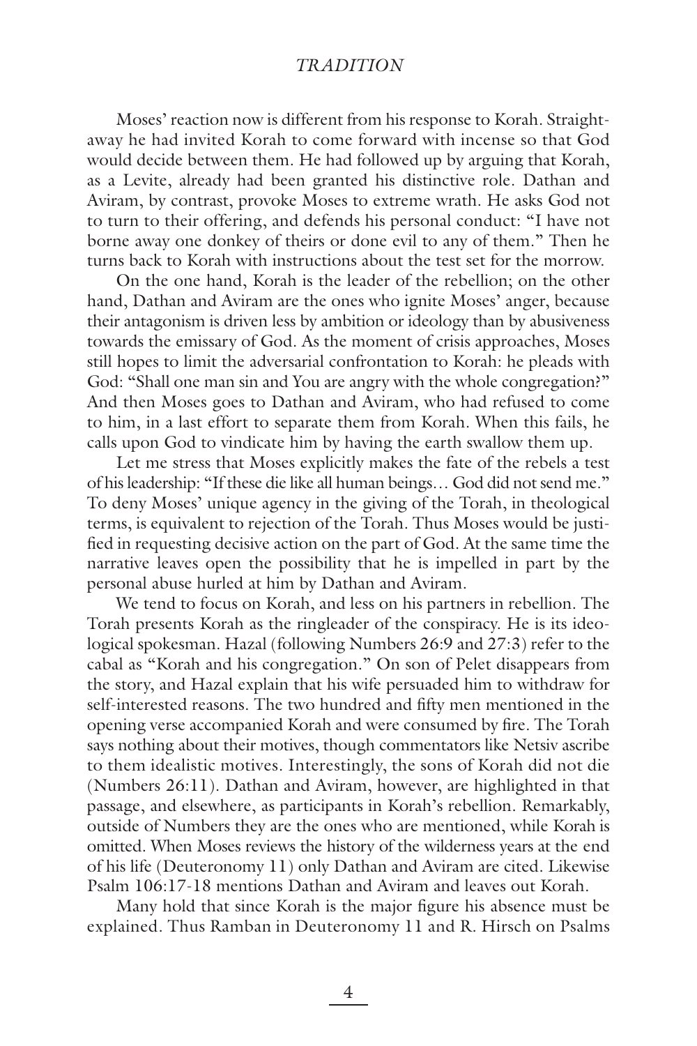Moses' reaction now is different from his response to Korah. Straightaway he had invited Korah to come forward with incense so that God would decide between them. He had followed up by arguing that Korah, as a Levite, already had been granted his distinctive role. Dathan and Aviram, by contrast, provoke Moses to extreme wrath. He asks God not to turn to their offering, and defends his personal conduct: "I have not borne away one donkey of theirs or done evil to any of them." Then he turns back to Korah with instructions about the test set for the morrow.

On the one hand, Korah is the leader of the rebellion; on the other hand, Dathan and Aviram are the ones who ignite Moses' anger, because their antagonism is driven less by ambition or ideology than by abusiveness towards the emissary of God. As the moment of crisis approaches, Moses still hopes to limit the adversarial confrontation to Korah: he pleads with God: "Shall one man sin and You are angry with the whole congregation?" And then Moses goes to Dathan and Aviram, who had refused to come to him, in a last effort to separate them from Korah. When this fails, he calls upon God to vindicate him by having the earth swallow them up.

Let me stress that Moses explicitly makes the fate of the rebels a test of his leadership: "If these die like all human beings… God did not send me." To deny Moses' unique agency in the giving of the Torah, in theological terms, is equivalent to rejection of the Torah. Thus Moses would be justified in requesting decisive action on the part of God. At the same time the narrative leaves open the possibility that he is impelled in part by the personal abuse hurled at him by Dathan and Aviram.

We tend to focus on Korah, and less on his partners in rebellion. The Torah presents Korah as the ringleader of the conspiracy. He is its ideological spokesman. Hazal (following Numbers 26:9 and 27:3) refer to the cabal as "Korah and his congregation." On son of Pelet disappears from the story, and Hazal explain that his wife persuaded him to withdraw for self-interested reasons. The two hundred and fifty men mentioned in the opening verse accompanied Korah and were consumed by fire. The Torah says nothing about their motives, though commentators like Netsiv ascribe to them idealistic motives. Interestingly, the sons of Korah did not die (Numbers 26:11). Dathan and Aviram, however, are highlighted in that passage, and elsewhere, as participants in Korah's rebellion. Remarkably, outside of Numbers they are the ones who are mentioned, while Korah is omitted. When Moses reviews the history of the wilderness years at the end of his life (Deuteronomy 11) only Dathan and Aviram are cited. Likewise Psalm 106:17-18 mentions Dathan and Aviram and leaves out Korah.

Many hold that since Korah is the major figure his absence must be explained. Thus Ramban in Deuteronomy 11 and R. Hirsch on Psalms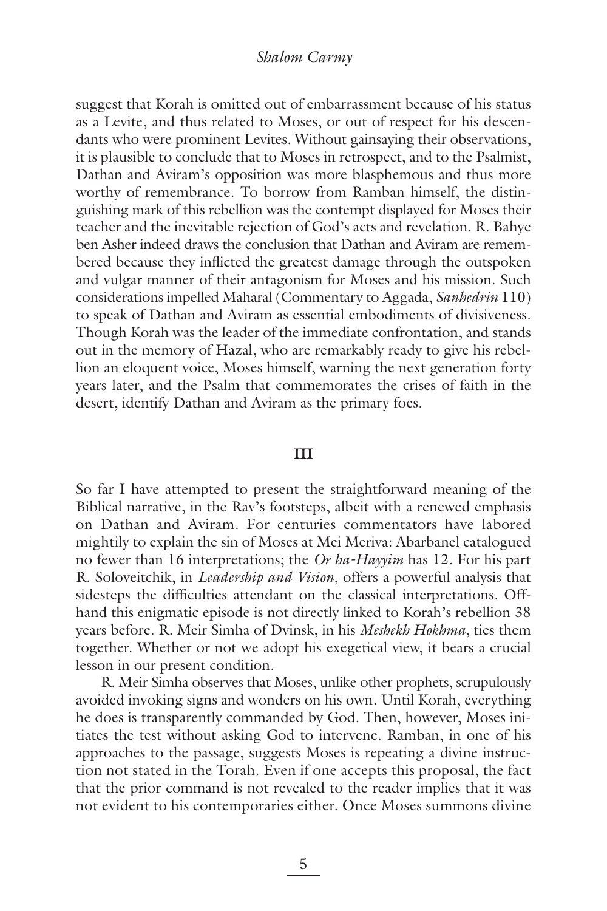suggest that Korah is omitted out of embarrassment because of his status as a Levite, and thus related to Moses, or out of respect for his descendants who were prominent Levites. Without gainsaying their observations, it is plausible to conclude that to Moses in retrospect, and to the Psalmist, Dathan and Aviram's opposition was more blasphemous and thus more worthy of remembrance. To borrow from Ramban himself, the distinguishing mark of this rebellion was the contempt displayed for Moses their teacher and the inevitable rejection of God's acts and revelation. R. Bahye ben Asher indeed draws the conclusion that Dathan and Aviram are remembered because they inflicted the greatest damage through the outspoken and vulgar manner of their antagonism for Moses and his mission. Such considerations impelled Maharal (Commentary to Aggada, *Sanhedrin* 110) to speak of Dathan and Aviram as essential embodiments of divisiveness. Though Korah was the leader of the immediate confrontation, and stands out in the memory of Hazal, who are remarkably ready to give his rebellion an eloquent voice, Moses himself, warning the next generation forty years later, and the Psalm that commemorates the crises of faith in the desert, identify Dathan and Aviram as the primary foes.

## III

So far I have attempted to present the straightforward meaning of the Biblical narrative, in the Rav's footsteps, albeit with a renewed emphasis on Dathan and Aviram. For centuries commentators have labored mightily to explain the sin of Moses at Mei Meriva: Abarbanel catalogued no fewer than 16 interpretations; the *Or ha-Hayyim* has 12. For his part R. Soloveitchik, in *Leadership and Vision*, offers a powerful analysis that sidesteps the difficulties attendant on the classical interpretations. Offhand this enigmatic episode is not directly linked to Korah's rebellion 38 years before. R. Meir Simha of Dvinsk, in his *Meshekh Hokhma*, ties them together. Whether or not we adopt his exegetical view, it bears a crucial lesson in our present condition.

R. Meir Simha observes that Moses, unlike other prophets, scrupulously avoided invoking signs and wonders on his own. Until Korah, everything he does is transparently commanded by God. Then, however, Moses initiates the test without asking God to intervene. Ramban, in one of his approaches to the passage, suggests Moses is repeating a divine instruction not stated in the Torah. Even if one accepts this proposal, the fact that the prior command is not revealed to the reader implies that it was not evident to his contemporaries either. Once Moses summons divine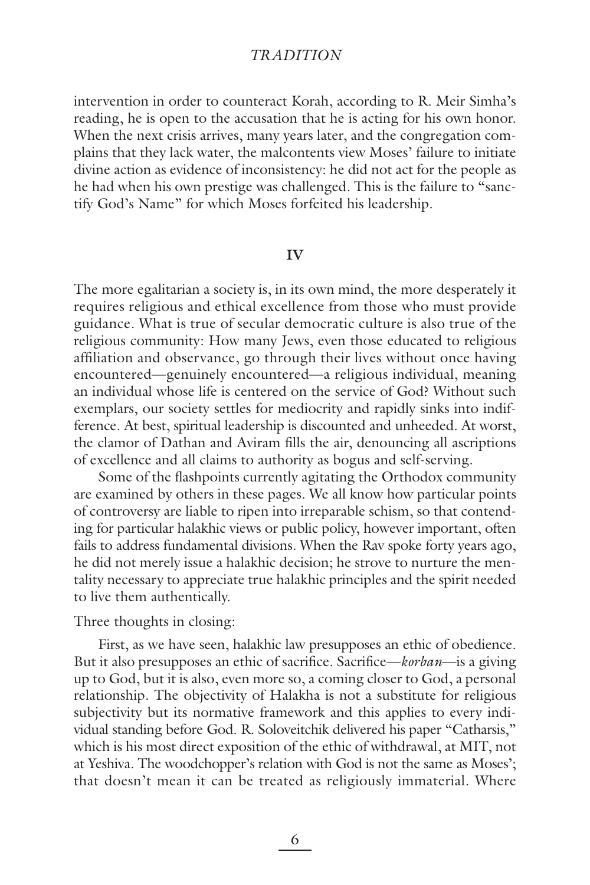intervention in order to counteract Korah, according to R. Meir Simha's reading, he is open to the accusation that he is acting for his own honor. When the next crisis arrives, many years later, and the congregation complains that they lack water, the malcontents view Moses' failure to initiate divine action as evidence of inconsistency: he did not act for the people as he had when his own prestige was challenged. This is the failure to "sanctify God's Name" for which Moses forfeited his leadership.

## IV

The more egalitarian a society is, in its own mind, the more desperately it requires religious and ethical excellence from those who must provide guidance. What is true of secular democratic culture is also true of the religious community: How many Jews, even those educated to religious affiliation and observance, go through their lives without once having encountered—genuinely encountered—a religious individual, meaning an individual whose life is centered on the service of God? Without such exemplars, our society settles for mediocrity and rapidly sinks into indifference. At best, spiritual leadership is discounted and unheeded. At worst, the clamor of Dathan and Aviram fills the air, denouncing all ascriptions of excellence and all claims to authority as bogus and self-serving.

Some of the flashpoints currently agitating the Orthodox community are examined by others in these pages. We all know how particular points of controversy are liable to ripen into irreparable schism, so that contending for particular halakhic views or public policy, however important, often fails to address fundamental divisions. When the Rav spoke forty years ago, he did not merely issue a halakhic decision; he strove to nurture the mentality necessary to appreciate true halakhic principles and the spirit needed to live them authentically.

Three thoughts in closing:

First, as we have seen, halakhic law presupposes an ethic of obedience. But it also presupposes an ethic of sacrifice. Sacrifice—*korban*—is a giving up to God, but it is also, even more so, a coming closer to God, a personal relationship. The objectivity of Halakha is not a substitute for religious subjectivity but its normative framework and this applies to every individual standing before God. R. Soloveitchik delivered his paper "Catharsis," which is his most direct exposition of the ethic of withdrawal, at MIT, not at Yeshiva. The woodchopper's relation with God is not the same as Moses'; that doesn't mean it can be treated as religiously immaterial. Where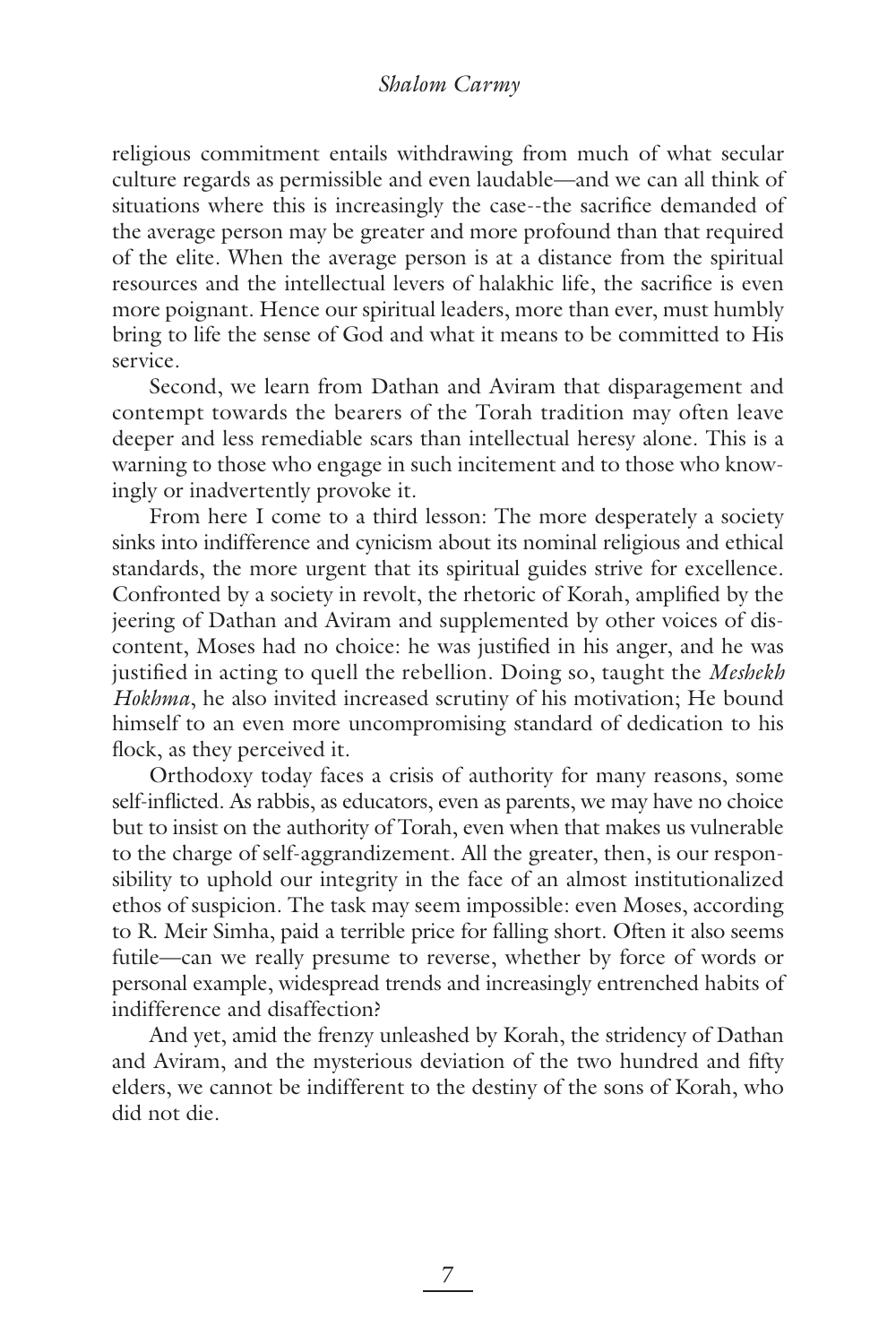religious commitment entails withdrawing from much of what secular culture regards as permissible and even laudable—and we can all think of situations where this is increasingly the case--the sacrifice demanded of the average person may be greater and more profound than that required of the elite. When the average person is at a distance from the spiritual resources and the intellectual levers of halakhic life, the sacrifice is even more poignant. Hence our spiritual leaders, more than ever, must humbly bring to life the sense of God and what it means to be committed to His service.

Second, we learn from Dathan and Aviram that disparagement and contempt towards the bearers of the Torah tradition may often leave deeper and less remediable scars than intellectual heresy alone. This is a warning to those who engage in such incitement and to those who knowingly or inadvertently provoke it.

From here I come to a third lesson: The more desperately a society sinks into indifference and cynicism about its nominal religious and ethical standards, the more urgent that its spiritual guides strive for excellence. Confronted by a society in revolt, the rhetoric of Korah, amplified by the jeering of Dathan and Aviram and supplemented by other voices of discontent, Moses had no choice: he was justified in his anger, and he was justified in acting to quell the rebellion. Doing so, taught the *Meshekh Hokhma*, he also invited increased scrutiny of his motivation; He bound himself to an even more uncompromising standard of dedication to his flock, as they perceived it.

Orthodoxy today faces a crisis of authority for many reasons, some self-inflicted. As rabbis, as educators, even as parents, we may have no choice but to insist on the authority of Torah, even when that makes us vulnerable to the charge of self-aggrandizement. All the greater, then, is our responsibility to uphold our integrity in the face of an almost institutionalized ethos of suspicion. The task may seem impossible: even Moses, according to R. Meir Simha, paid a terrible price for falling short. Often it also seems futile—can we really presume to reverse, whether by force of words or personal example, widespread trends and increasingly entrenched habits of indifference and disaffection?

And yet, amid the frenzy unleashed by Korah, the stridency of Dathan and Aviram, and the mysterious deviation of the two hundred and fifty elders, we cannot be indifferent to the destiny of the sons of Korah, who did not die.